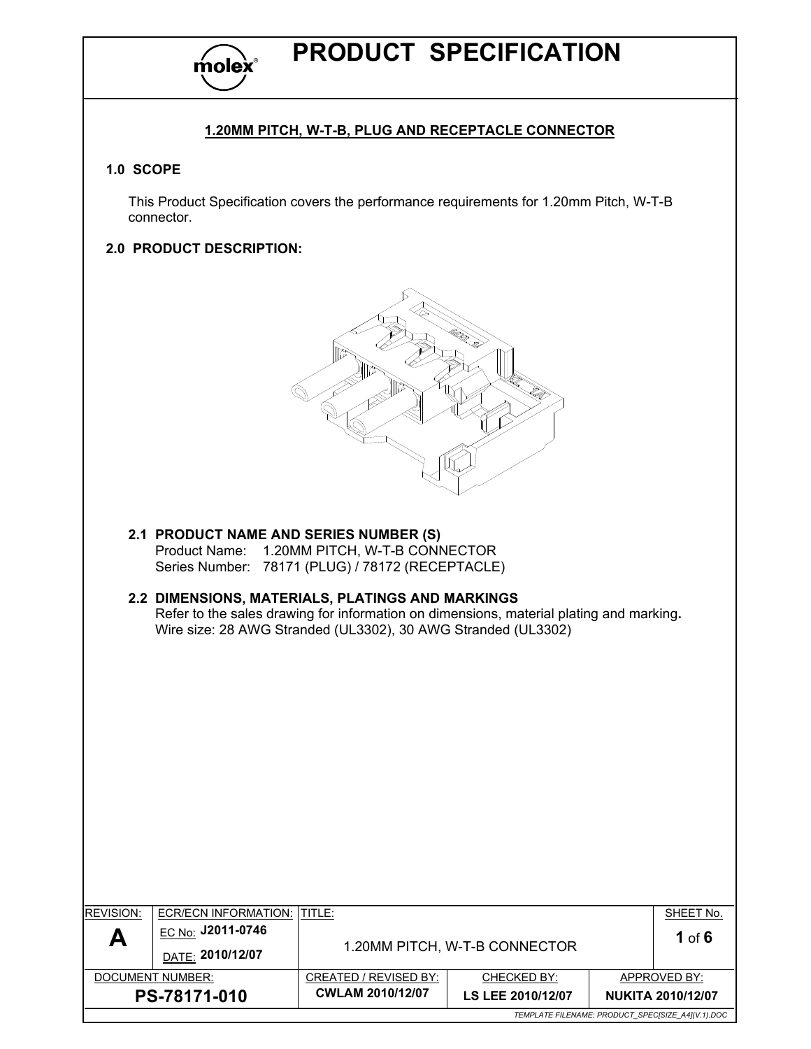# PRODUCT SPECIFICATION

## 1.20MM PITCH, W-T-B, PLUG AND RECEPTACLE CONNECTOR

### 1.0 SCOPE

This Product Specification covers the performance requirements for 1.20mm Pitch, W-T-B connector.

### 2.0 PRODUCT DESCRIPTION:

#### 2.1 PRODUCT NAME AND SERIES NUMBER (S)

Product Name: 1.20MM PITCH, W-T-B CONNECTOR
Series Number: 78171 (PLUG) / 78172 (RECEPTACLE)

#### 2.2 DIMENSIONS, MATERIALS, PLATINGS AND MARKINGS

Refer to the sales drawing for information on dimensions, material plating and marking**.**
Wire size: 28 AWG Stranded (UL3302), 30 AWG Stranded (UL3302)

| REVISION: | ECR/ECN INFORMATION: | TITLE: | | | SHEET No. |
|---|---|---|---|---|---|
| **A** | EC No: **J2011-0746** DATE: **2010/12/07** | 1.20MM PITCH, W-T-B CONNECTOR | | | **1** of **6** |
| DOCUMENT NUMBER: | | CREATED / REVISED BY: | CHECKED BY: | APPROVED BY: | |
| **PS-78171-010** | | **CWLAM 2010/12/07** | **LS LEE 2010/12/07** | **NUKITA 2010/12/07** | |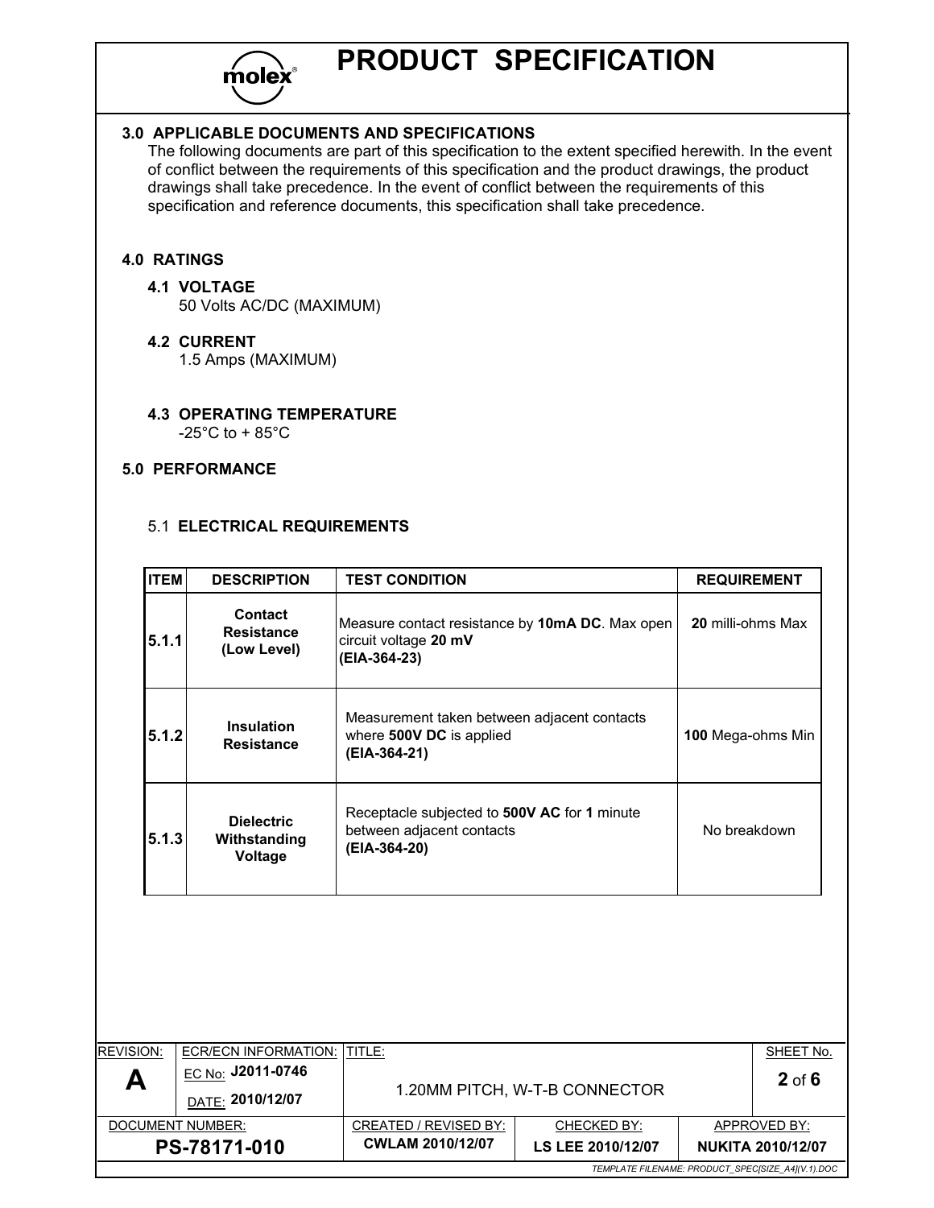## 3.0 APPLICABLE DOCUMENTS AND SPECIFICATIONS

The following documents are part of this specification to the extent specified herewith. In the event of conflict between the requirements of this specification and the product drawings, the product drawings shall take precedence. In the event of conflict between the requirements of this specification and reference documents, this specification shall take precedence.

## 4.0 RATINGS

### 4.1 VOLTAGE

50 Volts AC/DC (MAXIMUM)

### 4.2 CURRENT

1.5 Amps (MAXIMUM)

### 4.3 OPERATING TEMPERATURE

-25°C to + 85°C

## 5.0 PERFORMANCE

### 5.1 ELECTRICAL REQUIREMENTS

| ITEM | DESCRIPTION | TEST CONDITION | REQUIREMENT |
|---|---|---|---|
| 5.1.1 | Contact Resistance (Low Level) | Measure contact resistance by **10mA DC**. Max open circuit voltage **20 mV** **(EIA-364-23)** | **20** milli-ohms Max |
| 5.1.2 | Insulation Resistance | Measurement taken between adjacent contacts where **500V DC** is applied **(EIA-364-21)** | **100** Mega-ohms Min |
| 5.1.3 | Dielectric Withstanding Voltage | Receptacle subjected to **500V AC** for **1** minute between adjacent contacts **(EIA-364-20)** | No breakdown |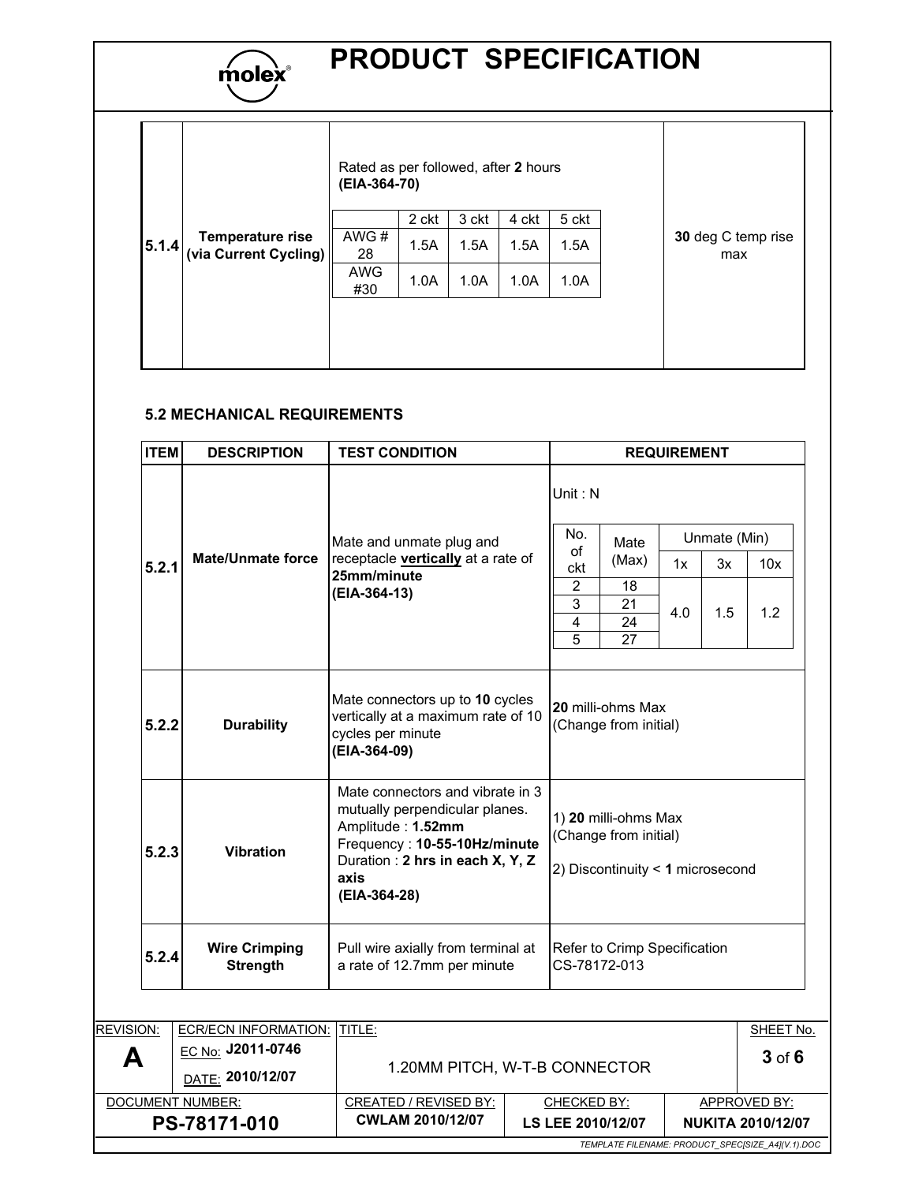| | | | |
|---|---|---|---|
| 5.1.4 | **Temperature rise (via Current Cycling)** | Rated as per followed, after **2** hours **(EIA-364-70)**<br><br>\| \| 2 ckt \| 3 ckt \| 4 ckt \| 5 ckt \|<br>\| AWG # 28 \| 1.5A \| 1.5A \| 1.5A \| 1.5A \|<br>\| AWG #30 \| 1.0A \| 1.0A \| 1.0A \| 1.0A \| | **30** deg C temp rise max |

### 5.2 MECHANICAL REQUIREMENTS

| ITEM | DESCRIPTION | TEST CONDITION | REQUIREMENT |
|---|---|---|---|
| 5.2.1 | **Mate/Unmate force** | Mate and unmate plug and receptacle **vertically** at a rate of **25mm/minute** **(EIA-364-13)** | Unit : N (see table below) |
| 5.2.2 | **Durability** | Mate connectors up to **10** cycles vertically at a maximum rate of 10 cycles per minute **(EIA-364-09)** | **20** milli-ohms Max (Change from initial) |
| 5.2.3 | **Vibration** | Mate connectors and vibrate in 3 mutually perpendicular planes. Amplitude : **1.52mm** Frequency : **10-55-10Hz/minute** Duration : **2 hrs in each X, Y, Z axis** **(EIA-364-28)** | 1) **20** milli-ohms Max (Change from initial)<br>2) Discontinuity < **1** microsecond |
| 5.2.4 | **Wire Crimping Strength** | Pull wire axially from terminal at a rate of 12.7mm per minute | Refer to Crimp Specification CS-78172-013 |

Mate/Unmate force requirement (Unit : N):

| No. of ckt | Mate (Max) | Unmate (Min) | | |
|---|---|---|---|---|
| | | 1x | 3x | 10x |
| 2 | 18 | 4.0 | 1.5 | 1.2 |
| 3 | 21 | 4.0 | 1.5 | 1.2 |
| 4 | 24 | 4.0 | 1.5 | 1.2 |
| 5 | 27 | 4.0 | 1.5 | 1.2 |

| REVISION: | ECR/ECN INFORMATION: | TITLE: | | SHEET No. |
|---|---|---|---|---|
| **A** | EC No: **J2011-0746**<br>DATE: **2010/12/07** | 1.20MM PITCH, W-T-B CONNECTOR | | **3** of **6** |
| DOCUMENT NUMBER: | | CREATED / REVISED BY: | CHECKED BY: | APPROVED BY: |
| **PS-78171-010** | | **CWLAM 2010/12/07** | **LS LEE 2010/12/07** | **NUKITA 2010/12/07** |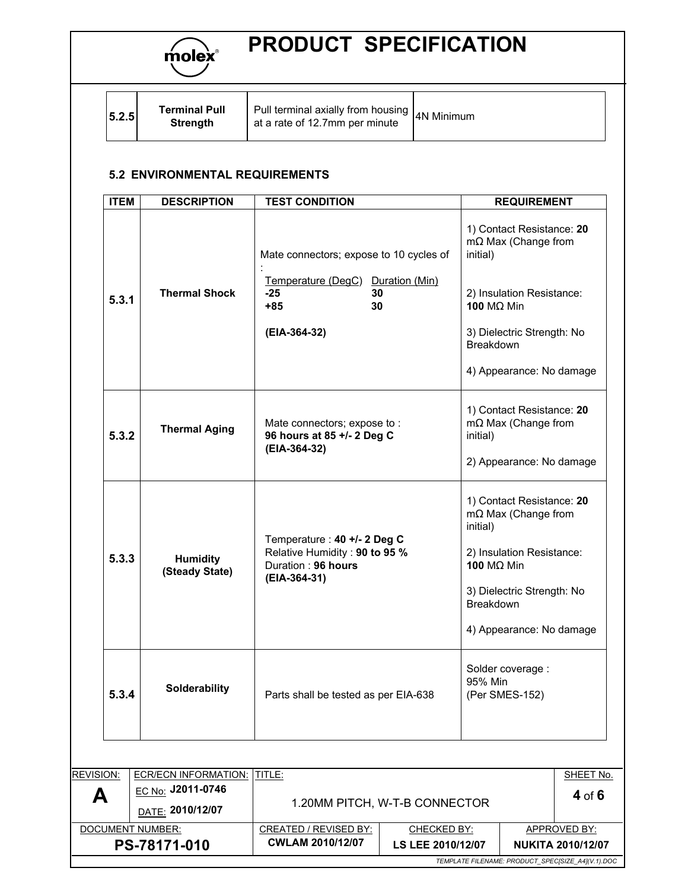| 5.2.5 | **Terminal Pull Strength** | Pull terminal axially from housing at a rate of 12.7mm per minute | 4N Minimum |
|---|---|---|---|

## 5.2 ENVIRONMENTAL REQUIREMENTS

| ITEM | DESCRIPTION | TEST CONDITION | REQUIREMENT |
|---|---|---|---|
| 5.3.1 | **Thermal Shock** | Mate connectors; expose to 10 cycles of :<br>Temperature (DegC) Duration (Min)<br>**-25** **30**<br>**+85** **30**<br>**(EIA-364-32)** | 1) Contact Resistance: **20** mΩ Max (Change from initial)<br>2) Insulation Resistance: **100** MΩ Min<br>3) Dielectric Strength: No Breakdown<br>4) Appearance: No damage |
| 5.3.2 | **Thermal Aging** | Mate connectors; expose to :<br>**96 hours at 85 +/- 2 Deg C**<br>**(EIA-364-32)** | 1) Contact Resistance: **20** mΩ Max (Change from initial)<br>2) Appearance: No damage |
| 5.3.3 | **Humidity (Steady State)** | Temperature : **40 +/- 2 Deg C**<br>Relative Humidity : **90 to 95 %**<br>Duration : **96 hours**<br>**(EIA-364-31)** | 1) Contact Resistance: **20** mΩ Max (Change from initial)<br>2) Insulation Resistance: **100** MΩ Min<br>3) Dielectric Strength: No Breakdown<br>4) Appearance: No damage |
| 5.3.4 | **Solderability** | Parts shall be tested as per EIA-638 | Solder coverage : 95% Min (Per SMES-152) |

| REVISION: | ECR/ECN INFORMATION: | TITLE: | | SHEET No. |
|---|---|---|---|---|
| **A** | EC No: **J2011-0746**<br>DATE: **2010/12/07** | 1.20MM PITCH, W-T-B CONNECTOR | | **4** of **6** |
| DOCUMENT NUMBER: | | CREATED / REVISED BY: | CHECKED BY: | APPROVED BY: |
| **PS-78171-010** | | **CWLAM 2010/12/07** | **LS LEE 2010/12/07** | **NUKITA 2010/12/07** |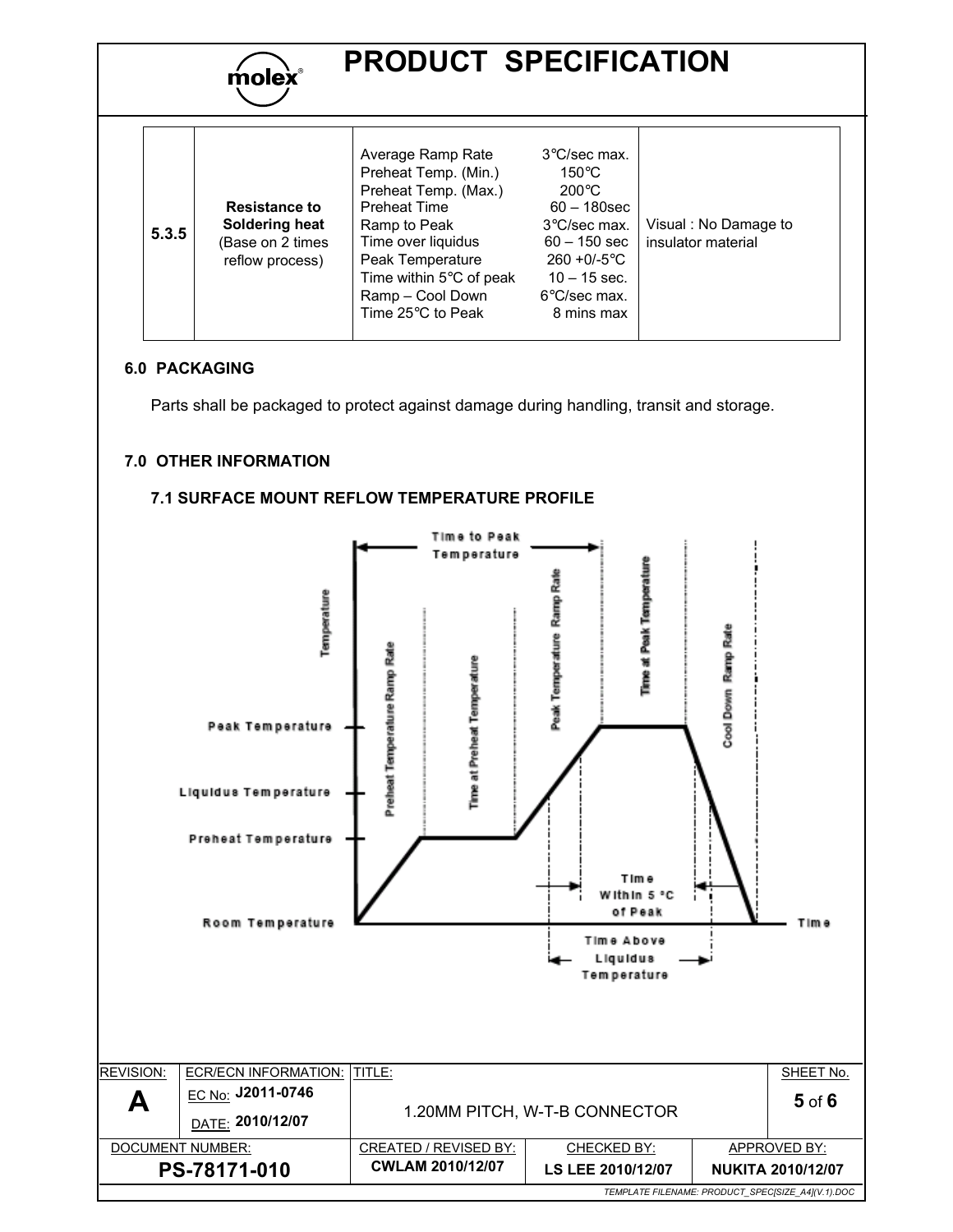| 5.3.5 | **Resistance to Soldering heat** (Base on 2 times reflow process) | Average Ramp Rate 3°C/sec max.<br>Preheat Temp. (Min.) 150°C<br>Preheat Temp. (Max.) 200°C<br>Preheat Time 60 – 180sec<br>Ramp to Peak 3°C/sec max.<br>Time over liquidus 60 – 150 sec<br>Peak Temperature 260 +0/-5°C<br>Time within 5°C of peak 10 – 15 sec.<br>Ramp – Cool Down 6°C/sec max.<br>Time 25°C to Peak 8 mins max | Visual : No Damage to insulator material |
|---|---|---|---|

### 6.0 PACKAGING

Parts shall be packaged to protect against damage during handling, transit and storage.

### 7.0 OTHER INFORMATION

#### 7.1 SURFACE MOUNT REFLOW TEMPERATURE PROFILE

Time to Peak Temperature

Temperature

Preheat Temperature Ramp Rate

Time at Preheat Temperature

Peak Temperature Ramp Rate

Time at Peak Temperature

Cool Down Ramp Rate

Peak Temperature

Liquidus Temperature

Preheat Temperature

Room Temperature

Time Within 5 °C of Peak

Time Above Liquidus Temperature

Time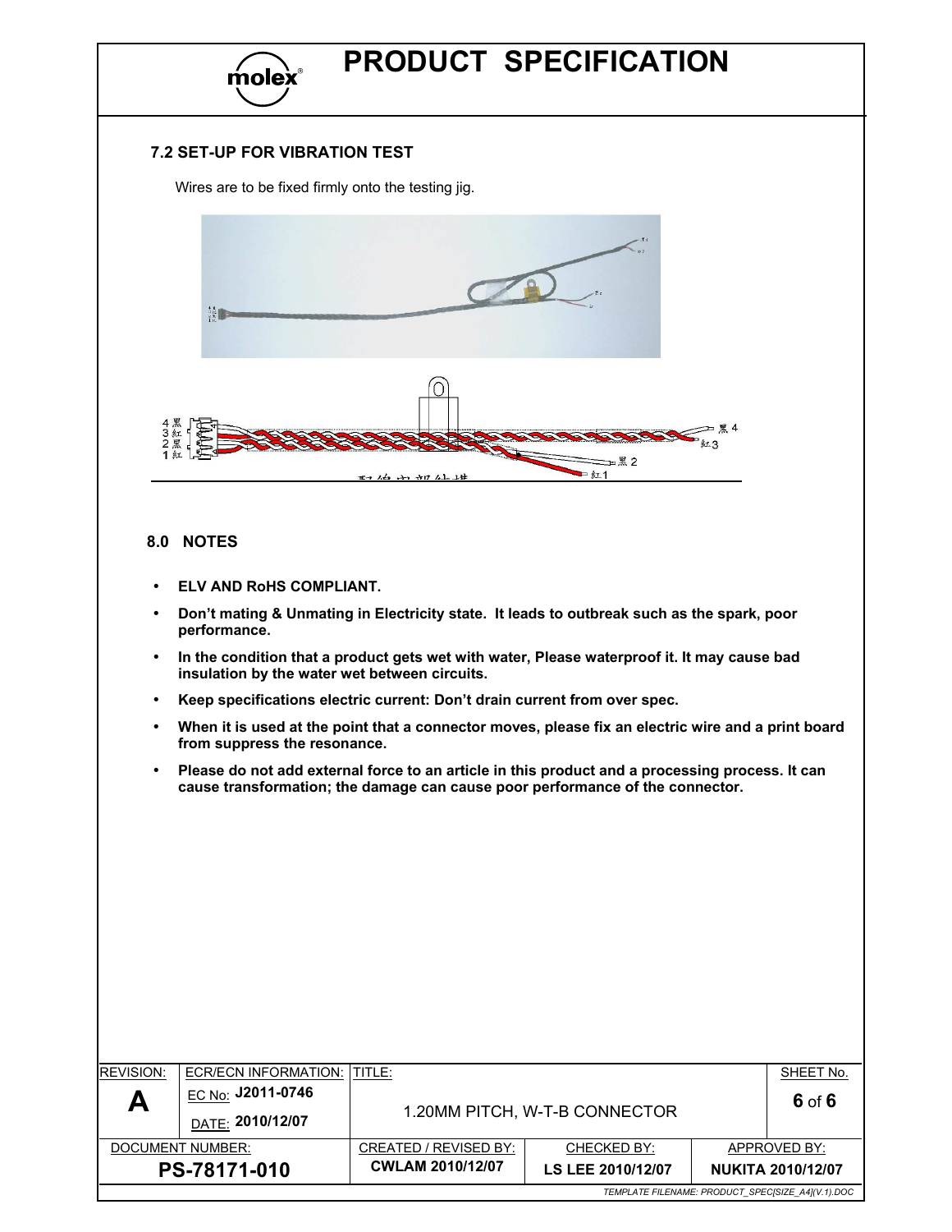### 7.2 SET-UP FOR VIBRATION TEST

Wires are to be fixed firmly onto the testing jig.

4 黑
3 紅
2 黑
1 紅

黑 4
紅 3
黑 2
紅 1

### 8.0 NOTES

- **ELV AND RoHS COMPLIANT.**
- **Don't mating & Unmating in Electricity state. It leads to outbreak such as the spark, poor performance.**
- **In the condition that a product gets wet with water, Please waterproof it. It may cause bad insulation by the water wet between circuits.**
- **Keep specifications electric current: Don't drain current from over spec.**
- **When it is used at the point that a connector moves, please fix an electric wire and a print board from suppress the resonance.**
- **Please do not add external force to an article in this product and a processing process. It can cause transformation; the damage can cause poor performance of the connector.**

| REVISION: | ECR/ECN INFORMATION: | TITLE: | | SHEET No. |
|---|---|---|---|---|
| **A** | EC No: **J2011-0746** DATE: **2010/12/07** | 1.20MM PITCH, W-T-B CONNECTOR | | **6** of **6** |
| DOCUMENT NUMBER: | | CREATED / REVISED BY: | CHECKED BY: | APPROVED BY: |
| **PS-78171-010** | | **CWLAM 2010/12/07** | **LS LEE 2010/12/07** | **NUKITA 2010/12/07** |

*TEMPLATE FILENAME: PRODUCT_SPEC[SIZE_A4](V.1).DOC*